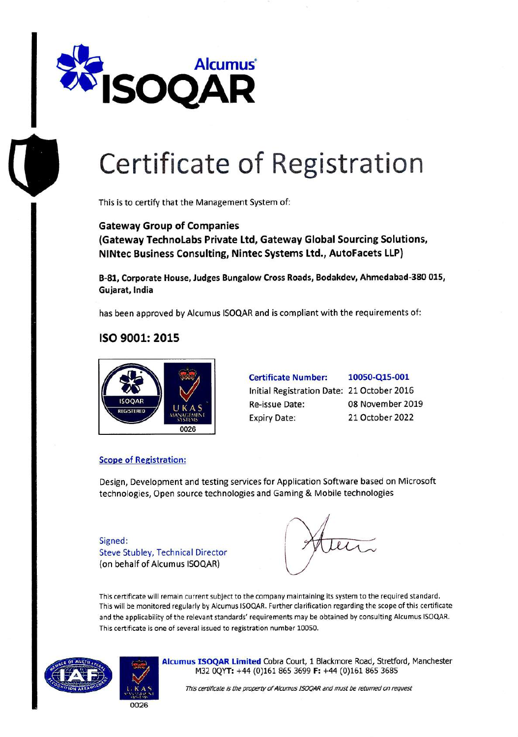Alcumus ISOQAR

# Certificate of Registration

This is to certify that the Management System of:

**Gateway Group of Companies**
**(Gateway TechnoLabs Private Ltd, Gateway Global Sourcing Solutions, NINtec Business Consulting, Nintec Systems Ltd., AutoFacets LLP)**

**B-81, Corporate House, Judges Bungalow Cross Roads, Bodakdev, Ahmedabad-380 015, Gujarat, India**

has been approved by Alcumus ISOQAR and is compliant with the requirements of:

## ISO 9001: 2015

ISOQAR REGISTERED — UKAS MANAGEMENT SYSTEMS 0026

| | |
|---|---|
| **Certificate Number:** | **10050-Q15-001** |
| Initial Registration Date: | 21 October 2016 |
| Re-issue Date: | 08 November 2019 |
| Expiry Date: | 21 October 2022 |

**Scope of Registration:**

Design, Development and testing services for Application Software based on Microsoft technologies, Open source technologies and Gaming & Mobile technologies

Signed:
Steve Stubley, Technical Director
(on behalf of Alcumus ISOQAR)

This certificate will remain current subject to the company maintaining its system to the required standard. This will be monitored regularly by Alcumus ISOQAR. Further clarification regarding the scope of this certificate and the applicability of the relevant standards' requirements may be obtained by consulting Alcumus ISOQAR. This certificate is one of several issued to registration number 10050.

**Alcumus ISOQAR Limited** Cobra Court, 1 Blackmore Road, Stretford, Manchester M32 0QYT: +44 (0)161 865 3699 **F:** +44 (0)161 865 3685

*This certificate is the property of Alcumus ISOQAR and must be returned on request*

0026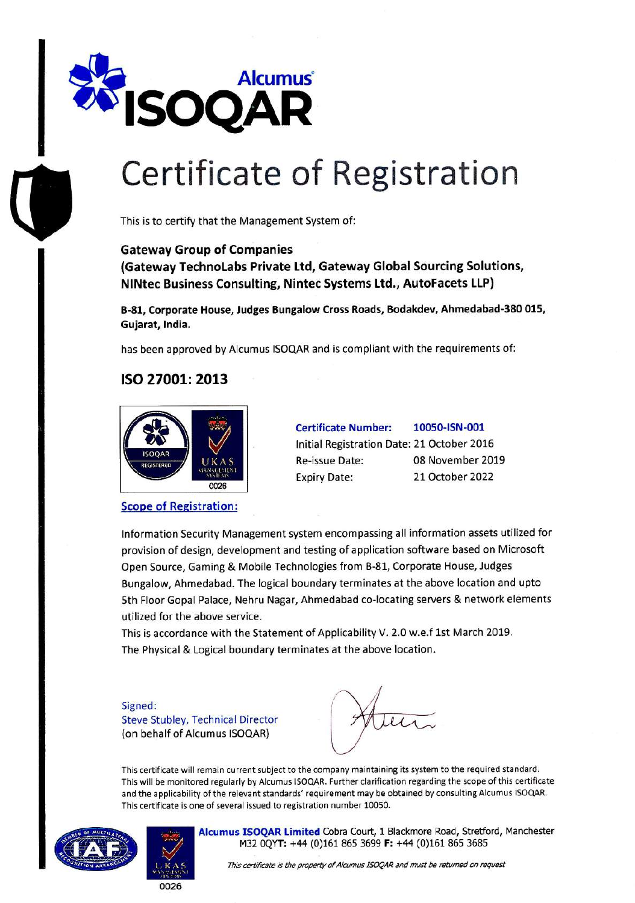Alcumus ISOQAR

# Certificate of Registration

This is to certify that the Management System of:

**Gateway Group of Companies**
**(Gateway TechnoLabs Private Ltd, Gateway Global Sourcing Solutions, NINtec Business Consulting, Nintec Systems Ltd., AutoFacets LLP)**

**B-81, Corporate House, Judges Bungalow Cross Roads, Bodakdev, Ahmedabad-380 015, Gujarat, India.**

has been approved by Alcumus ISOQAR and is compliant with the requirements of:

## ISO 27001: 2013

ISOQAR REGISTERED
UKAS MANAGEMENT SYSTEMS
0026

| | |
|---|---|
| **Certificate Number:** | **10050-ISN-001** |
| Initial Registration Date: | 21 October 2016 |
| Re-issue Date: | 08 November 2019 |
| Expiry Date: | 21 October 2022 |

**Scope of Registration:**

Information Security Management system encompassing all information assets utilized for provision of design, development and testing of application software based on Microsoft Open Source, Gaming & Mobile Technologies from B-81, Corporate House, Judges Bungalow, Ahmedabad. The logical boundary terminates at the above location and upto 5th Floor Gopal Palace, Nehru Nagar, Ahmedabad co-locating servers & network elements utilized for the above service.
This is accordance with the Statement of Applicability V. 2.0 w.e.f 1st March 2019.
The Physical & Logical boundary terminates at the above location.

Signed:
Steve Stubley, Technical Director
(on behalf of Alcumus ISOQAR)

This certificate will remain current subject to the company maintaining its system to the required standard. This will be monitored regularly by Alcumus ISOQAR. Further clarification regarding the scope of this certificate and the applicability of the relevant standards' requirement may be obtained by consulting Alcumus ISOQAR. This certificate is one of several issued to registration number 10050.

**Alcumus ISOQAR Limited** Cobra Court, 1 Blackmore Road, Stretford, Manchester M32 0QYT: +44 (0)161 865 3699 **F:** +44 (0)161 865 3685

*This certificate is the property of Alcumus ISOQAR and must be returned on request*

0026